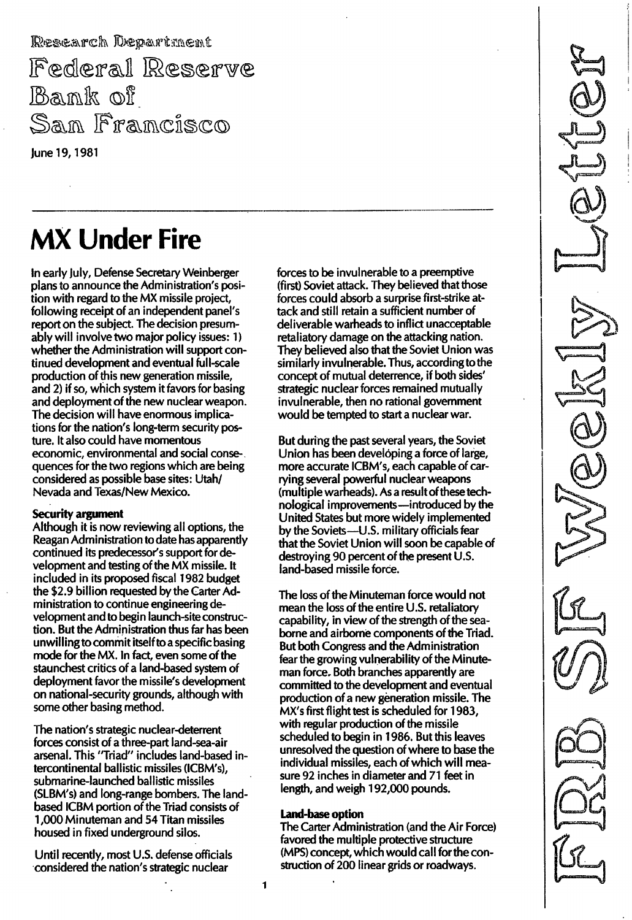Research Department

Federal Reserve Bank of San Francisco

June 19, 1981

FRB SF Weekly Letter

# MX Under Fire

In early July, Defense Secretary Weinberger plans to announce the Administration's position with regard to the MX missile project, following receipt of an independent panel's report on the subject. The decision presumably will involve two major policy issues: 1) whether the Administration will support continued development and eventual full-scale production of this new generation missile, and 2) if so, which system it favors for basing and deployment of the new nuclear weapon. The decision will have enormous implications for the nation's long-term security posture. It also could have momentous economic, environmental and social consequences for the two regions which are being considered as possible base sites: Utah/Nevada and Texas/New Mexico.

**Security argument**

Although it is now reviewing all options, the Reagan Administration to date has apparently continued its predecessor's support for development and testing of the MX missile. It included in its proposed fiscal 1982 budget the $2.9 billion requested by the Carter Administration to continue engineering development and to begin launch-site construction. But the Administration thus far has been unwilling to commit itself to a specific basing mode for the MX. In fact, even some of the staunchest critics of a land-based system of deployment favor the missile's development on national-security grounds, although with some other basing method.

The nation's strategic nuclear-deterrent forces consist of a three-part land-sea-air arsenal. This "Triad" includes land-based intercontinental ballistic missiles (ICBM's), submarine-launched ballistic missiles (SLBM's) and long-range bombers. The land-based ICBM portion of the Triad consists of 1,000 Minuteman and 54 Titan missiles housed in fixed underground silos.

Until recently, most U.S. defense officials considered the nation's strategic nuclear forces to be invulnerable to a preemptive (first) Soviet attack. They believed that those forces could absorb a surprise first-strike attack and still retain a sufficient number of deliverable warheads to inflict unacceptable retaliatory damage on the attacking nation. They believed also that the Soviet Union was similarly invulnerable. Thus, according to the concept of mutual deterrence, if both sides' strategic nuclear forces remained mutually invulnerable, then no rational government would be tempted to start a nuclear war.

But during the past several years, the Soviet Union has been developing a force of large, more accurate ICBM's, each capable of carrying several powerful nuclear weapons (multiple warheads). As a result of these technological improvements—introduced by the United States but more widely implemented by the Soviets—U.S. military officials fear that the Soviet Union will soon be capable of destroying 90 percent of the present U.S. land-based missile force.

The loss of the Minuteman force would not mean the loss of the entire U.S. retaliatory capability, in view of the strength of the seaborne and airborne components of the Triad. But both Congress and the Administration fear the growing vulnerability of the Minuteman force. Both branches apparently are committed to the development and eventual production of a new generation missile. The MX's first flight test is scheduled for 1983, with regular production of the missile scheduled to begin in 1986. But this leaves unresolved the question of where to base the individual missiles, each of which will measure 92 inches in diameter and 71 feet in length, and weigh 192,000 pounds.

**Land-base option**

The Carter Administration (and the Air Force) favored the multiple protective structure (MPS) concept, which would call for the construction of 200 linear grids or roadways.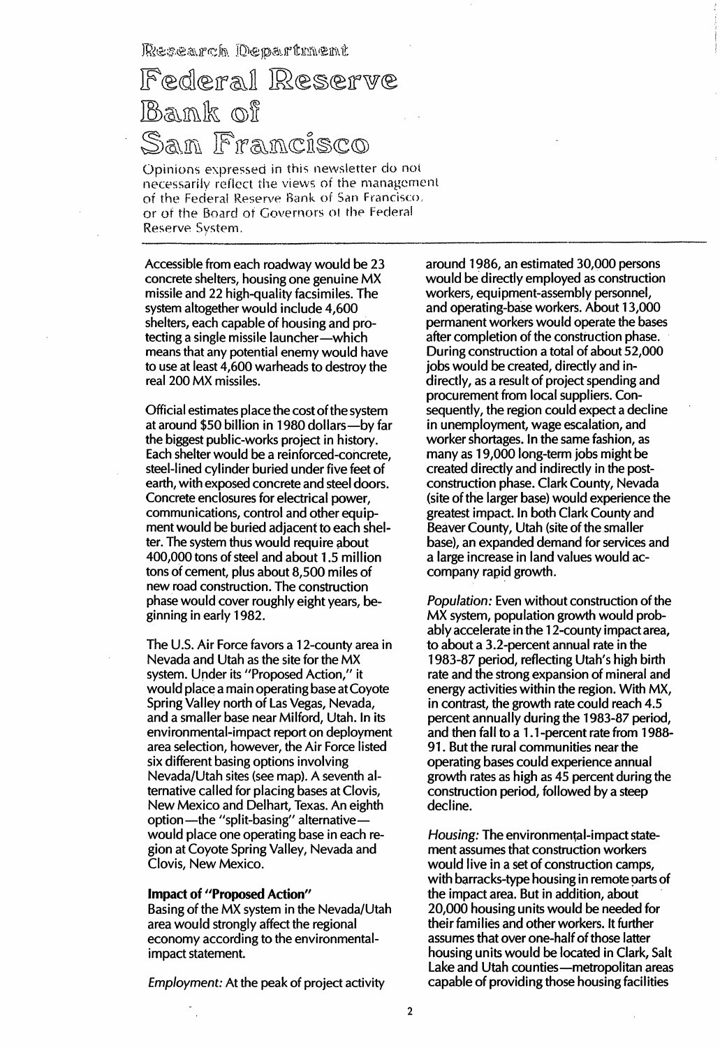Research Department

Federal Reserve Bank of San Francisco

Opinions expressed in this newsletter do not necessarily reflect the views of the management of the Federal Reserve Bank of San Francisco, or of the Board of Governors of the Federal Reserve System.

Accessible from each roadway would be 23 concrete shelters, housing one genuine MX missile and 22 high-quality facsimiles. The system altogether would include 4,600 shelters, each capable of housing and protecting a single missile launcher—which means that any potential enemy would have to use at least 4,600 warheads to destroy the real 200 MX missiles.

Official estimates place the cost of the system at around $50 billion in 1980 dollars—by far the biggest public-works project in history. Each shelter would be a reinforced-concrete, steel-lined cylinder buried under five feet of earth, with exposed concrete and steel doors. Concrete enclosures for electrical power, communications, control and other equipment would be buried adjacent to each shelter. The system thus would require about 400,000 tons of steel and about 1.5 million tons of cement, plus about 8,500 miles of new road construction. The construction phase would cover roughly eight years, beginning in early 1982.

The U.S. Air Force favors a 12-county area in Nevada and Utah as the site for the MX system. Under its "Proposed Action," it would place a main operating base at Coyote Spring Valley north of Las Vegas, Nevada, and a smaller base near Milford, Utah. In its environmental-impact report on deployment area selection, however, the Air Force listed six different basing options involving Nevada/Utah sites (see map). A seventh alternative called for placing bases at Clovis, New Mexico and Delhart, Texas. An eighth option—the "split-basing" alternative—would place one operating base in each region at Coyote Spring Valley, Nevada and Clovis, New Mexico.

**Impact of "Proposed Action"**

Basing of the MX system in the Nevada/Utah area would strongly affect the regional economy according to the environmental-impact statement.

*Employment:* At the peak of project activity around 1986, an estimated 30,000 persons would be directly employed as construction workers, equipment-assembly personnel, and operating-base workers. About 13,000 permanent workers would operate the bases after completion of the construction phase. During construction a total of about 52,000 jobs would be created, directly and indirectly, as a result of project spending and procurement from local suppliers. Consequently, the region could expect a decline in unemployment, wage escalation, and worker shortages. In the same fashion, as many as 19,000 long-term jobs might be created directly and indirectly in the post-construction phase. Clark County, Nevada (site of the larger base) would experience the greatest impact. In both Clark County and Beaver County, Utah (site of the smaller base), an expanded demand for services and a large increase in land values would accompany rapid growth.

*Population:* Even without construction of the MX system, population growth would probably accelerate in the 12-county impact area, to about a 3.2-percent annual rate in the 1983-87 period, reflecting Utah's high birth rate and the strong expansion of mineral and energy activities within the region. With MX, in contrast, the growth rate could reach 4.5 percent annually during the 1983-87 period, and then fall to a 1.1-percent rate from 1988-91. But the rural communities near the operating bases could experience annual growth rates as high as 45 percent during the construction period, followed by a steep decline.

*Housing:* The environmental-impact statement assumes that construction workers would live in a set of construction camps, with barracks-type housing in remote parts of the impact area. But in addition, about 20,000 housing units would be needed for their families and other workers. It further assumes that over one-half of those latter housing units would be located in Clark, Salt Lake and Utah counties—metropolitan areas capable of providing those housing facilities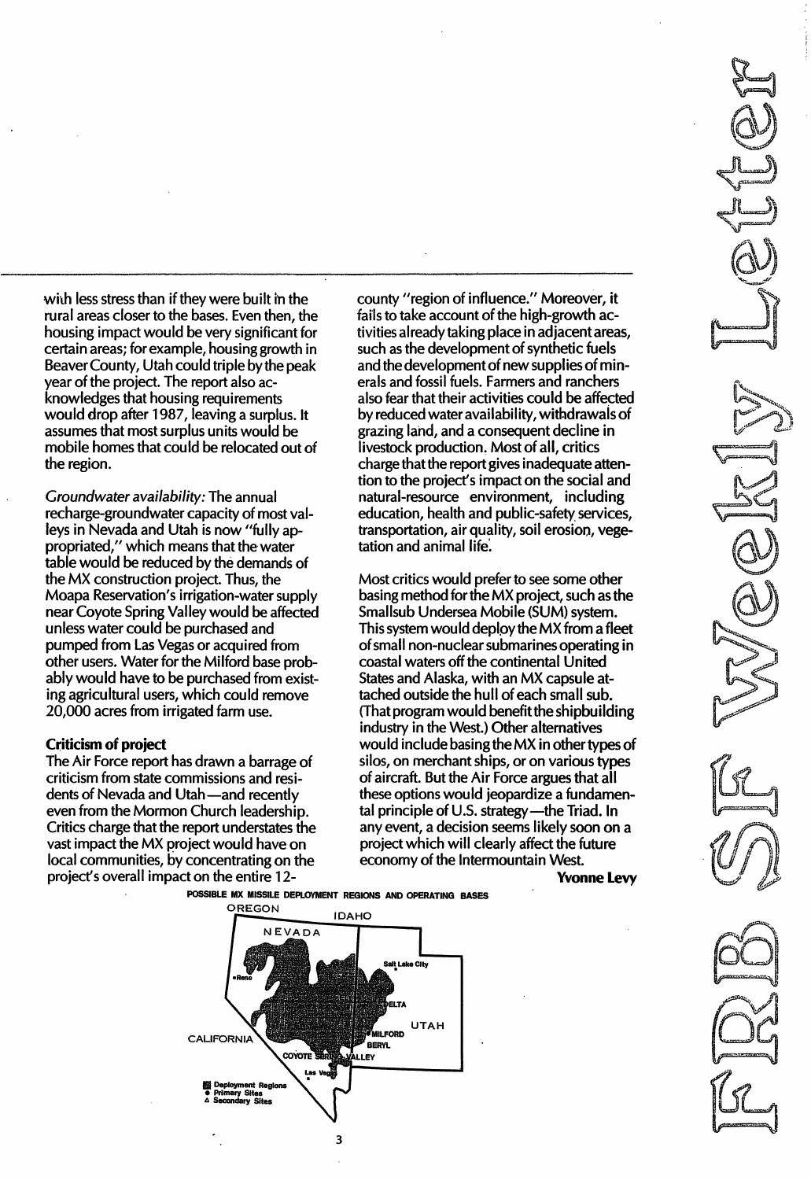with less stress than if they were built in the rural areas closer to the bases. Even then, the housing impact would be very significant for certain areas; for example, housing growth in Beaver County, Utah could triple by the peak year of the project. The report also acknowledges that housing requirements would drop after 1987, leaving a surplus. It assumes that most surplus units would be mobile homes that could be relocated out of the region.

*Groundwater availability:* The annual recharge-groundwater capacity of most valleys in Nevada and Utah is now "fully appropriated," which means that the water table would be reduced by the demands of the MX construction project. Thus, the Moapa Reservation's irrigation-water supply near Coyote Spring Valley would be affected unless water could be purchased and pumped from Las Vegas or acquired from other users. Water for the Milford base probably would have to be purchased from existing agricultural users, which could remove 20,000 acres from irrigated farm use.

**Criticism of project**

The Air Force report has drawn a barrage of criticism from state commissions and residents of Nevada and Utah—and recently even from the Mormon Church leadership. Critics charge that the report understates the vast impact the MX project would have on local communities, by concentrating on the project's overall impact on the entire 12-county "region of influence." Moreover, it fails to take account of the high-growth activities already taking place in adjacent areas, such as the development of synthetic fuels and the development of new supplies of minerals and fossil fuels. Farmers and ranchers also fear that their activities could be affected by reduced water availability, withdrawals of grazing land, and a consequent decline in livestock production. Most of all, critics charge that the report gives inadequate attention to the project's impact on the social and natural-resource environment, including education, health and public-safety services, transportation, air quality, soil erosion, vegetation and animal life.

Most critics would prefer to see some other basing method for the MX project, such as the Smallsub Undersea Mobile (SUM) system. This system would deploy the MX from a fleet of small non-nuclear submarines operating in coastal waters off the continental United States and Alaska, with an MX capsule attached outside the hull of each small sub. (That program would benefit the shipbuilding industry in the West.) Other alternatives would include basing the MX in other types of silos, on merchant ships, or on various types of aircraft. But the Air Force argues that all these options would jeopardize a fundamental principle of U.S. strategy—the Triad. In any event, a decision seems likely soon on a project which will clearly affect the future economy of the Intermountain West.

**Yvonne Levy**

POSSIBLE MX MISSILE DEPLOYMENT REGIONS AND OPERATING BASES

OREGON, IDAHO, NEVADA, UTAH, CALIFORNIA, Reno, Salt Lake City, DELTA, MILFORD, BERYL, COYOTE SPRING VALLEY, Las Vegas

Deployment Regions
● Primary Sites
△ Secondary Sites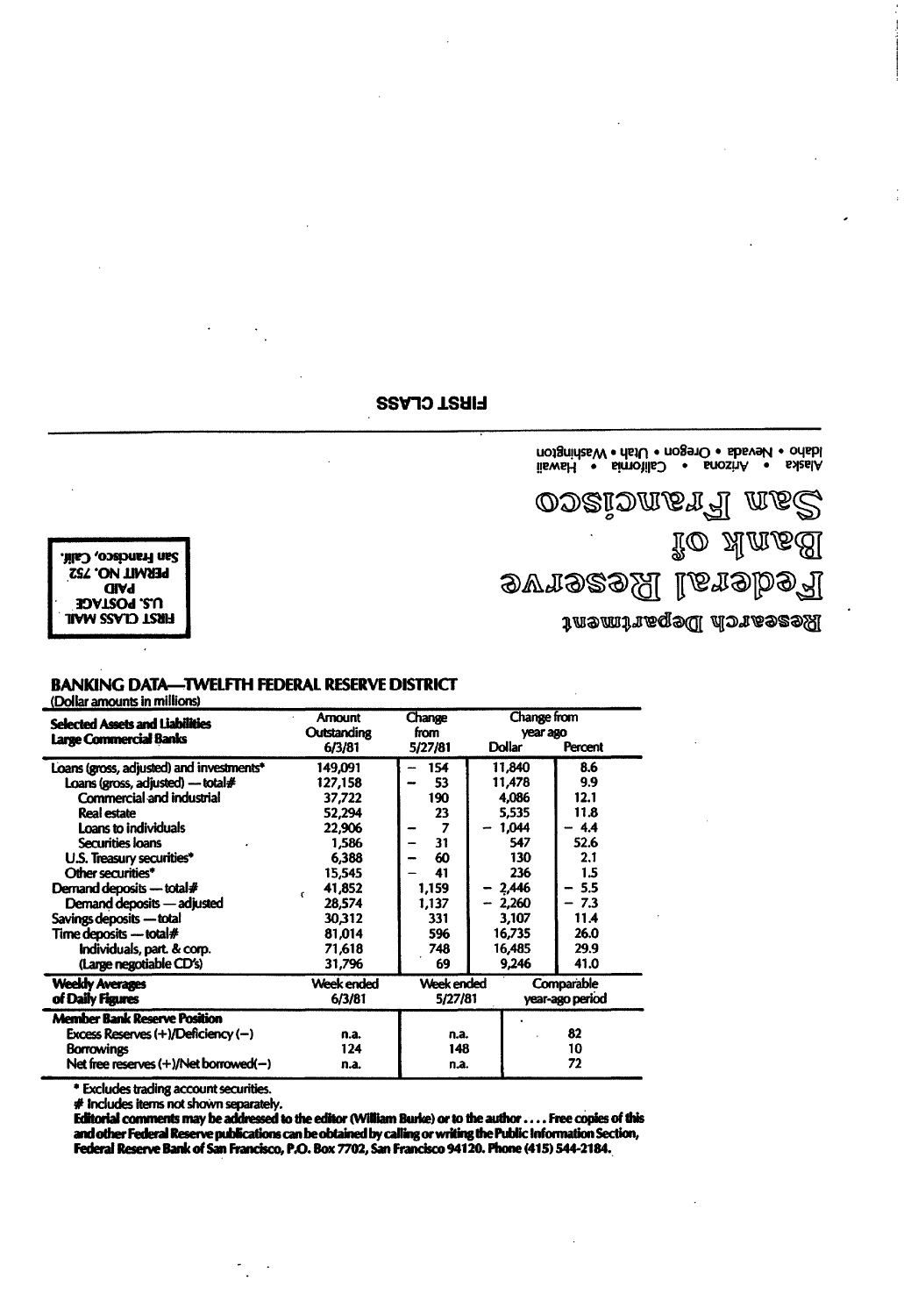Research Department

# Federal Reserve Bank of San Francisco

Alaska • Arizona • California • Hawaii
Idaho • Nevada • Oregon • Utah • Washington

FIRST CLASS

FIRST CLASS MAIL
U.S. POSTAGE
PAID
PERMIT NO. 752
San Francisco, Calif.

## BANKING DATA—TWELFTH FEDERAL RESERVE DISTRICT

(Dollar amounts in millions)

| Selected Assets and Liabilities Large Commercial Banks | Amount Outstanding 6/3/81 | Change from 5/27/81 | Change from year ago | |
|---|---|---|---|---|
| | | | Dollar | Percent |
| Loans (gross, adjusted) and investments* | 149,091 | – 154 | 11,840 | 8.6 |
| Loans (gross, adjusted) — total# | 127,158 | – 53 | 11,478 | 9.9 |
| Commercial and industrial | 37,722 | 190 | 4,086 | 12.1 |
| Real estate | 52,294 | 23 | 5,535 | 11.8 |
| Loans to individuals | 22,906 | – 7 | – 1,044 | – 4.4 |
| Securities loans | 1,586 | – 31 | 547 | 52.6 |
| U.S. Treasury securities* | 6,388 | – 60 | 130 | 2.1 |
| Other securities* | 15,545 | – 41 | 236 | 1.5 |
| Demand deposits — total# | 41,852 | 1,159 | – 2,446 | – 5.5 |
| Demand deposits — adjusted | 28,574 | 1,137 | – 2,260 | – 7.3 |
| Savings deposits — total | 30,312 | 331 | 3,107 | 11.4 |
| Time deposits — total# | 81,014 | 596 | 16,735 | 26.0 |
| Individuals, part. & corp. | 71,618 | 748 | 16,485 | 29.9 |
| (Large negotiable CD's) | 31,796 | 69 | 9,246 | 41.0 |
| **Weekly Averages of Daily Figures** | **Week ended 6/3/81** | **Week ended 5/27/81** | **Comparable year-ago period** | |
| **Member Bank Reserve Position** | | | | |
| Excess Reserves (+)/Deficiency (–) | n.a. | n.a. | 82 | |
| Borrowings | 124 | 148 | 10 | |
| Net free reserves (+)/Net borrowed(–) | n.a. | n.a. | 72 | |

\* Excludes trading account securities.
# Includes items not shown separately.

**Editorial comments may be addressed to the editor (William Burke) or to the author . . . . Free copies of this and other Federal Reserve publications can be obtained by calling or writing the Public Information Section, Federal Reserve Bank of San Francisco, P.O. Box 7702, San Francisco 94120. Phone (415) 544-2184.**